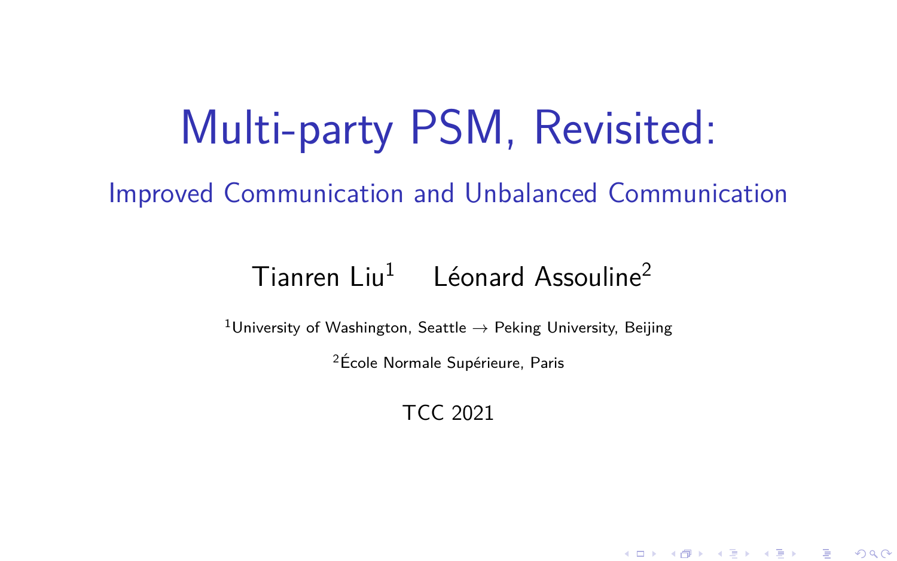# Multi-party PSM, Revisited:

## Improved Communication and Unbalanced Communication

Tianren Liu[1] Léonard Assouline[2]

[1]University of Washington, Seattle → Peking University, Beijing

[2]École Normale Supérieure, Paris

TCC 2021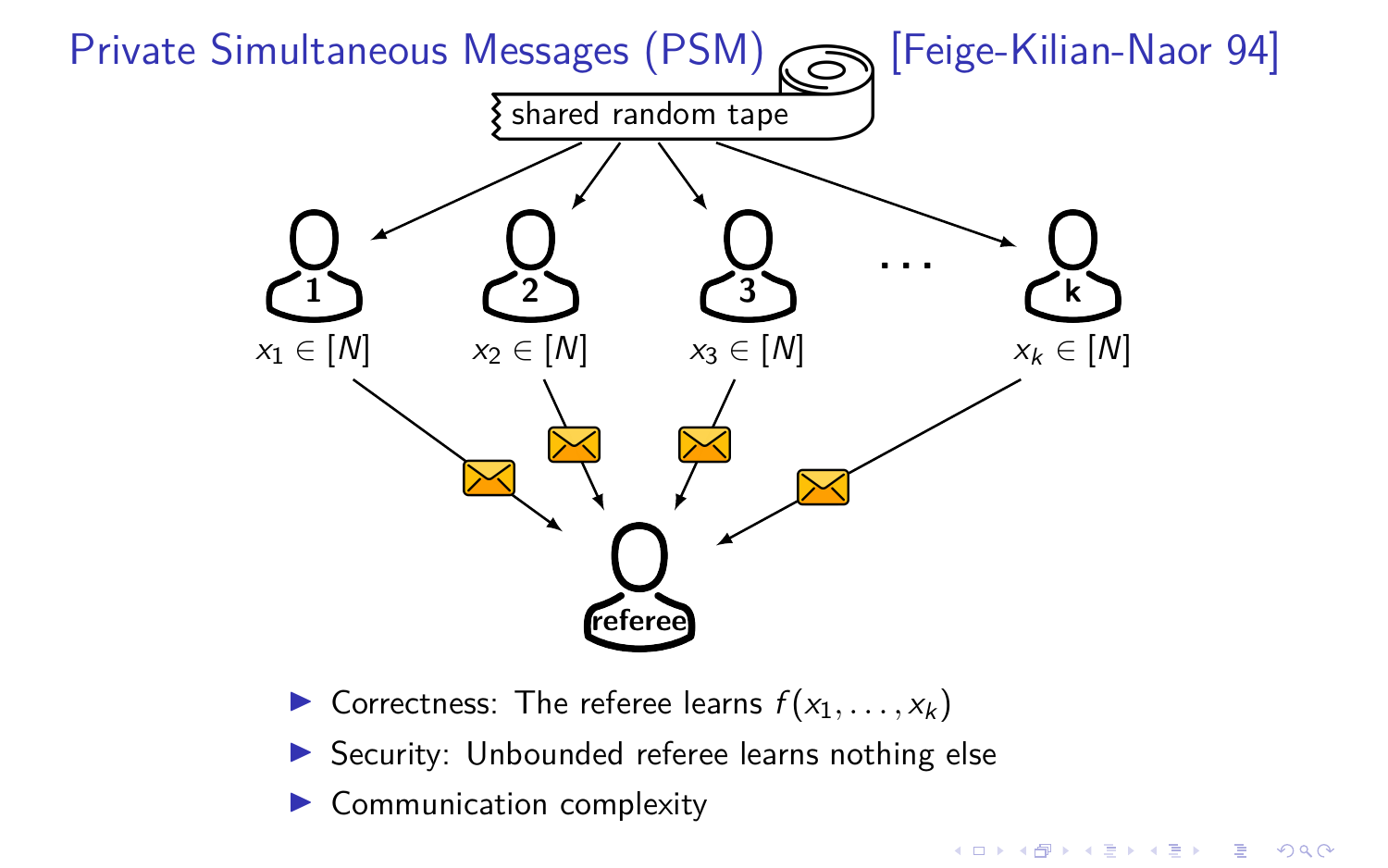# Private Simultaneous Messages (PSM) [Feige-Kilian-Naor 94]

shared random tape

1, 2, 3, …, k

$x_1 \in [N]$ $x_2 \in [N]$ $x_3 \in [N]$ $x_k \in [N]$

referee

- Correctness: The referee learns $f(x_1, \ldots, x_k)$
- Security: Unbounded referee learns nothing else
- Communication complexity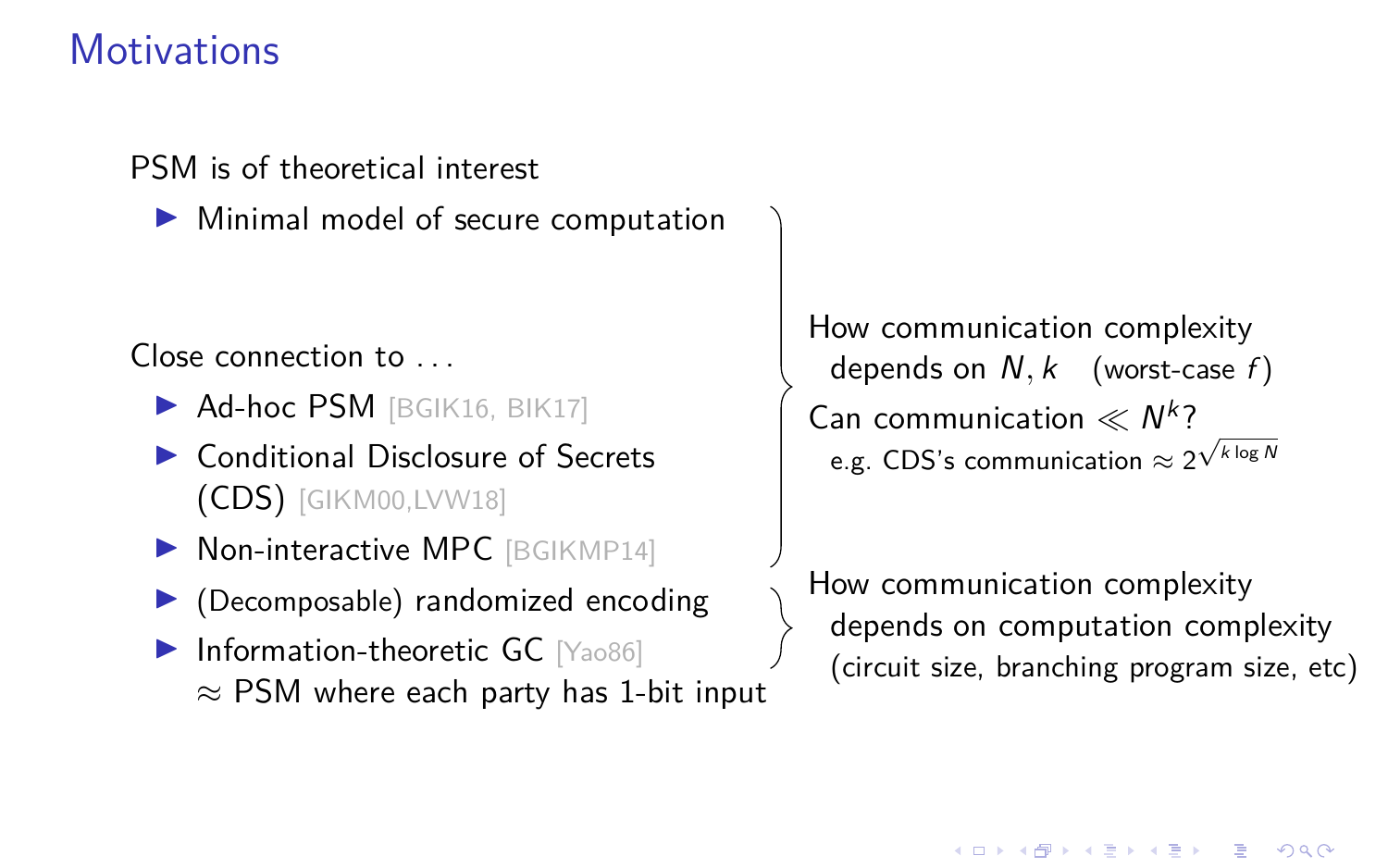# Motivations

PSM is of theoretical interest

- Minimal model of secure computation

Close connection to ...

- Ad-hoc PSM [BGIK16, BIK17]
- Conditional Disclosure of Secrets (CDS) [GIKM00,LVW18]
- Non-interactive MPC [BGIKMP14]
- (Decomposable) randomized encoding
- Information-theoretic GC [Yao86]
  $\approx$ PSM where each party has 1-bit input

How communication complexity depends on $N, k$ (worst-case $f$)

Can communication $\ll N^k$?

e.g. CDS's communication $\approx 2^{\sqrt{k \log N}}$

How communication complexity depends on computation complexity (circuit size, branching program size, etc)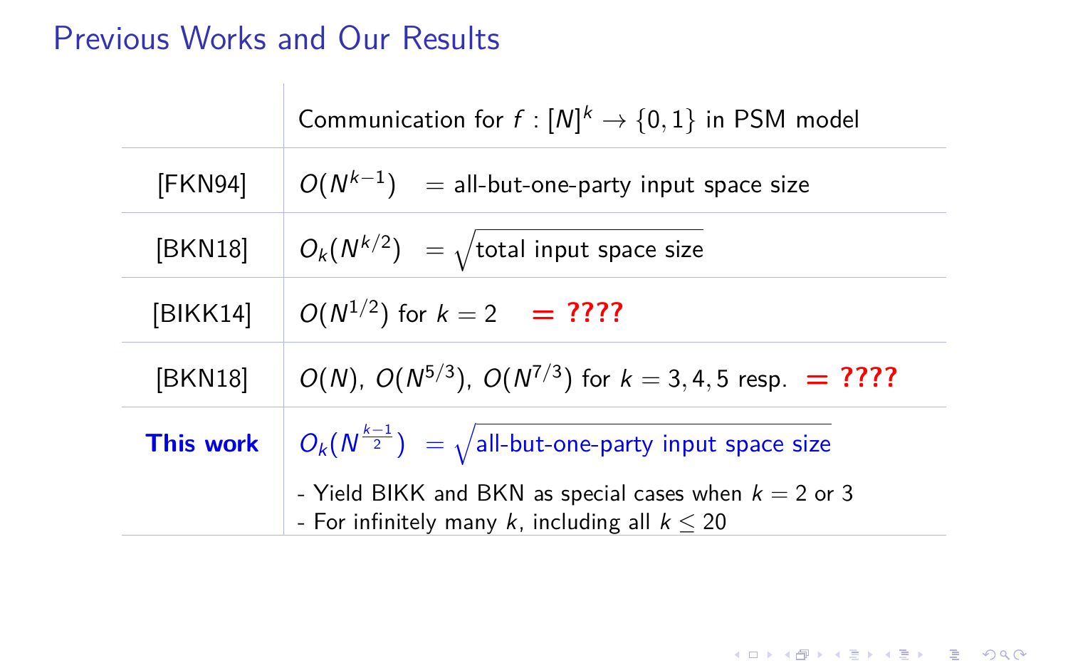## Previous Works and Our Results

| | Communication for $f : [N]^k \to \{0, 1\}$ in PSM model |
|---|---|
| [FKN94] | $O(N^{k-1})$ = all-but-one-party input space size |
| [BKN18] | $O_k(N^{k/2})$ = $\sqrt{\text{total input space size}}$ |
| [BIKK14] | $O(N^{1/2})$ for $k = 2$ **= ????** |
| [BKN18] | $O(N)$, $O(N^{5/3})$, $O(N^{7/3})$ for $k = 3, 4, 5$ resp. **= ????** |
| **This work** | $O_k(N^{\frac{k-1}{2}})$ = $\sqrt{\text{all-but-one-party input space size}}$ <br> - Yield BIKK and BKN as special cases when $k = 2$ or $3$ <br> - For infinitely many $k$, including all $k \leq 20$ |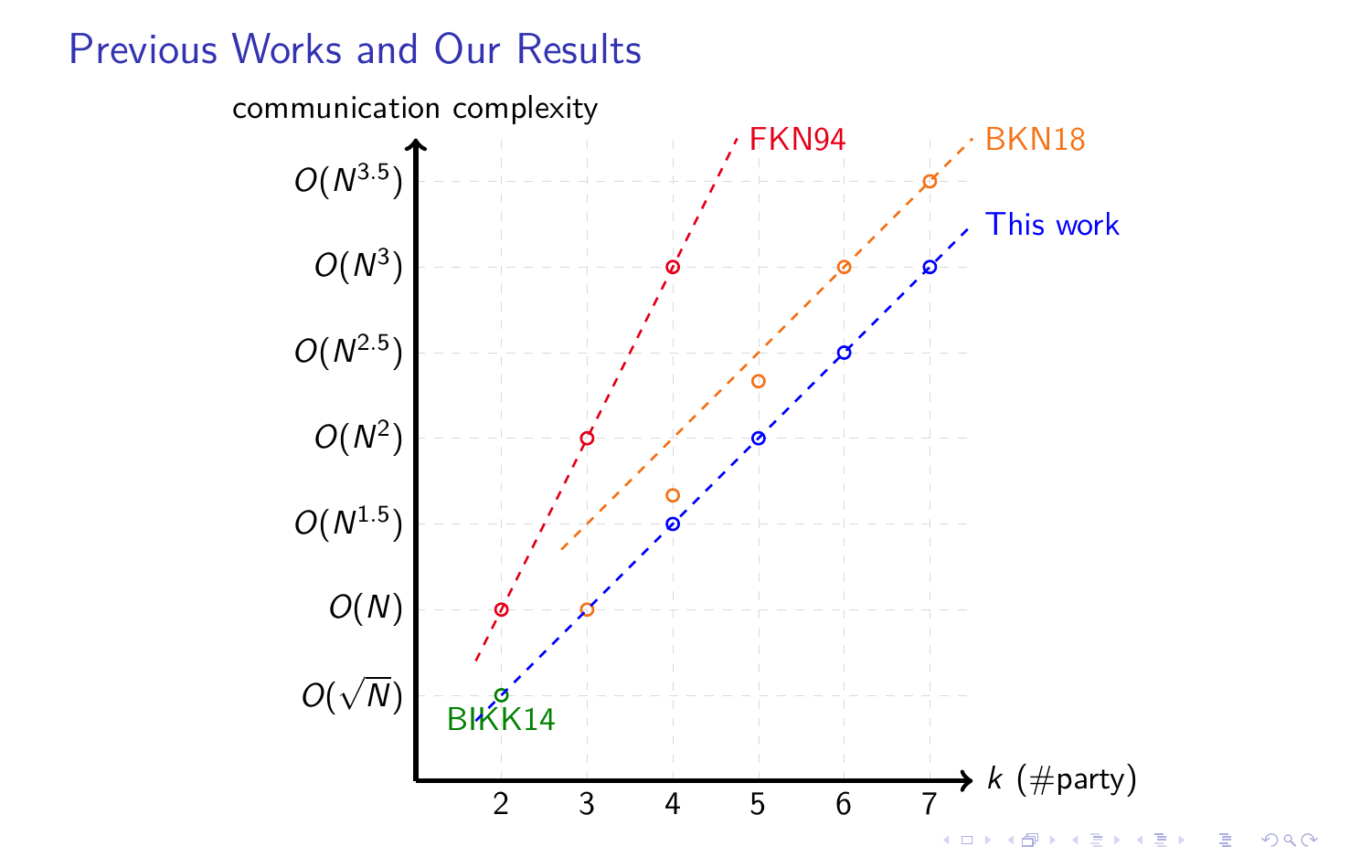# Previous Works and Our Results

communication complexity

FKN94

BKN18

This work

$O(N^{3.5})$

$O(N^{3})$

$O(N^{2.5})$

$O(N^{2})$

$O(N^{1.5})$

$O(N)$

$O(\sqrt{N})$

BIKK14

2 3 4 5 6 7 $k$ (#party)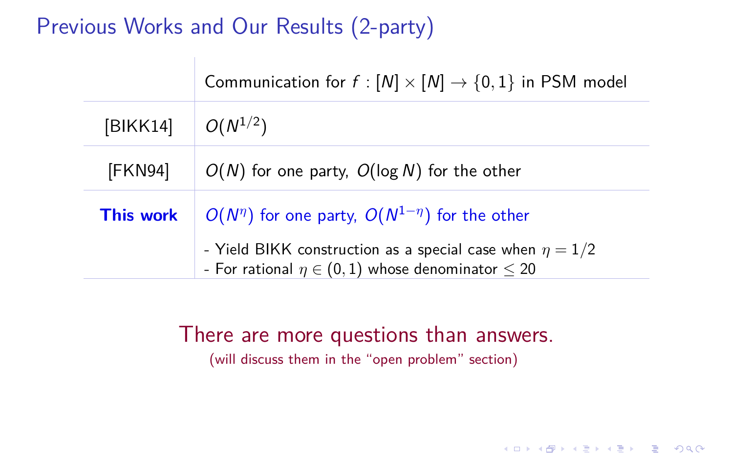# Previous Works and Our Results (2-party)

| | Communication for $f : [N] \times [N] \to \{0, 1\}$ in PSM model |
|---|---|
| [BIKK14] | $O(N^{1/2})$ |
| [FKN94] | $O(N)$ for one party, $O(\log N)$ for the other |
| **This work** | $O(N^{\eta})$ for one party, $O(N^{1-\eta})$ for the other<br>- Yield BIKK construction as a special case when $\eta = 1/2$<br>- For rational $\eta \in (0, 1)$ whose denominator $\leq 20$ |

There are more questions than answers.

(will discuss them in the "open problem" section)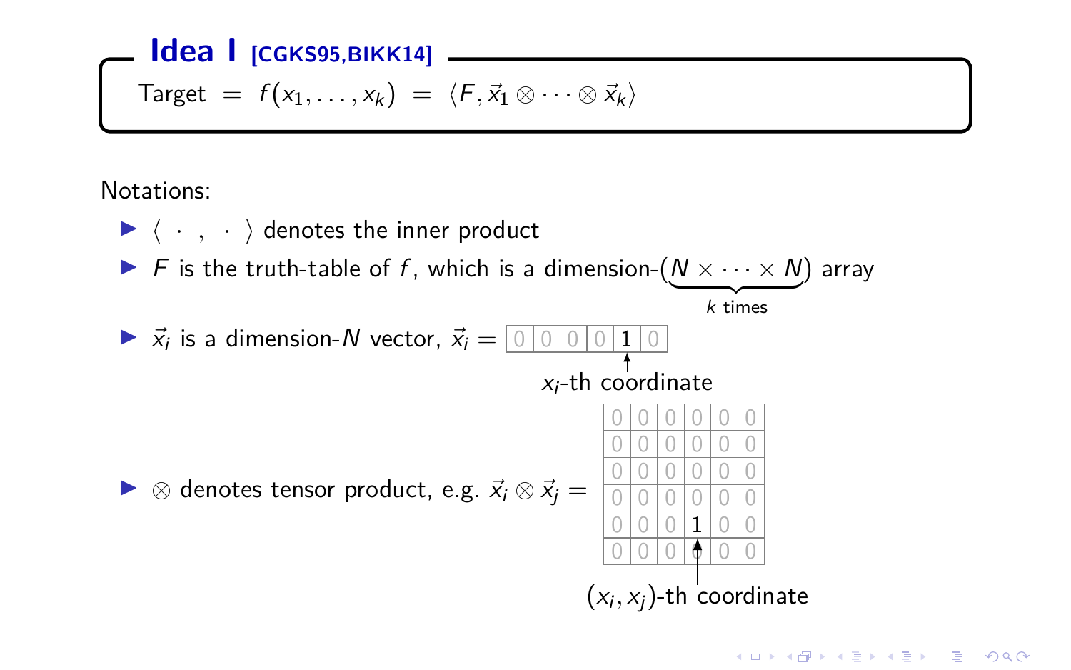## Idea I [CGKS95,BIKK14]

$$\text{Target} \;=\; f(x_1, \dots, x_k) \;=\; \langle F, \vec{x}_1 \otimes \cdots \otimes \vec{x}_k \rangle$$

Notations:

- $\langle \,\cdot\, , \,\cdot\, \rangle$ denotes the inner product
- $F$ is the truth-table of $f$, which is a dimension-$(\underbrace{N \times \cdots \times N}_{k \text{ times}})$ array
- $\vec{x}_i$ is a dimension-$N$ vector, $\vec{x}_i = $ 

| 0 | 0 | 0 | 0 | 1 | 0 |
|---|---|---|---|---|---|

  ($x_i$-th coordinate is the 1)

- $\otimes$ denotes tensor product, e.g. $\vec{x}_i \otimes \vec{x}_j = $

| 0 | 0 | 0 | 0 | 0 | 0 |
|---|---|---|---|---|---|
| 0 | 0 | 0 | 0 | 0 | 0 |
| 0 | 0 | 0 | 0 | 0 | 0 |
| 0 | 0 | 0 | 0 | 0 | 0 |
| 0 | 0 | 0 | 1 | 0 | 0 |
| 0 | 0 | 0 | 0 | 0 | 0 |

  ($(x_i, x_j)$-th coordinate is the 1)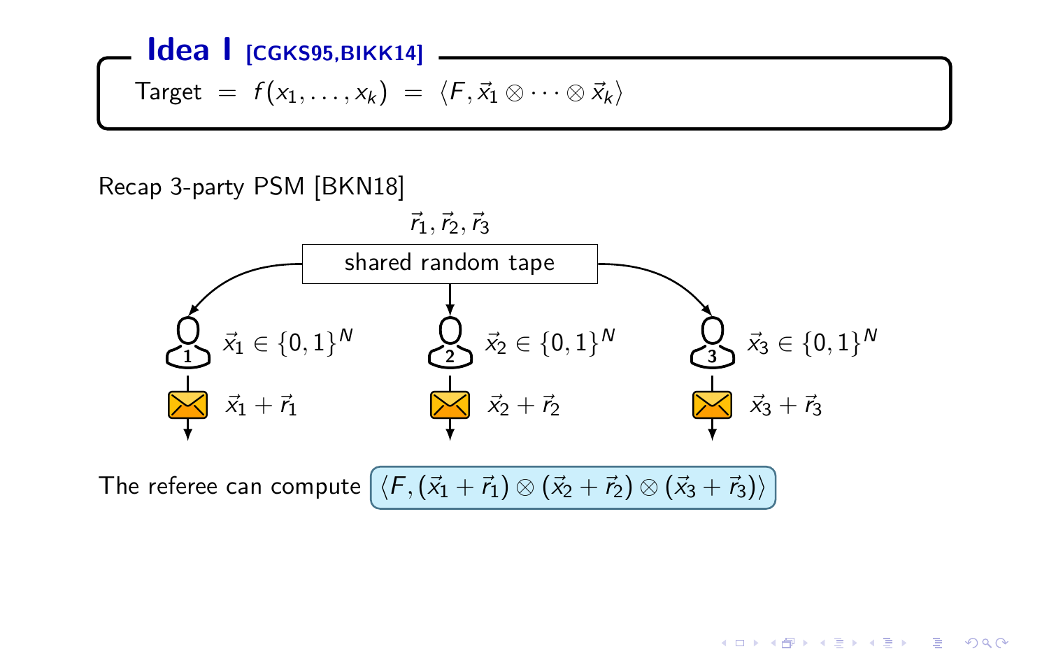## Idea I [CGKS95,BIKK14]

Target $= f(x_1, \ldots, x_k) = \langle F, \vec{x}_1 \otimes \cdots \otimes \vec{x}_k \rangle$

Recap 3-party PSM [BKN18]

$\vec{r}_1, \vec{r}_2, \vec{r}_3$

shared random tape

$\vec{x}_1 \in \{0,1\}^N$ $\vec{x}_2 \in \{0,1\}^N$ $\vec{x}_3 \in \{0,1\}^N$

$\vec{x}_1 + \vec{r}_1$ $\vec{x}_2 + \vec{r}_2$ $\vec{x}_3 + \vec{r}_3$

The referee can compute $\langle F, (\vec{x}_1 + \vec{r}_1) \otimes (\vec{x}_2 + \vec{r}_2) \otimes (\vec{x}_3 + \vec{r}_3) \rangle$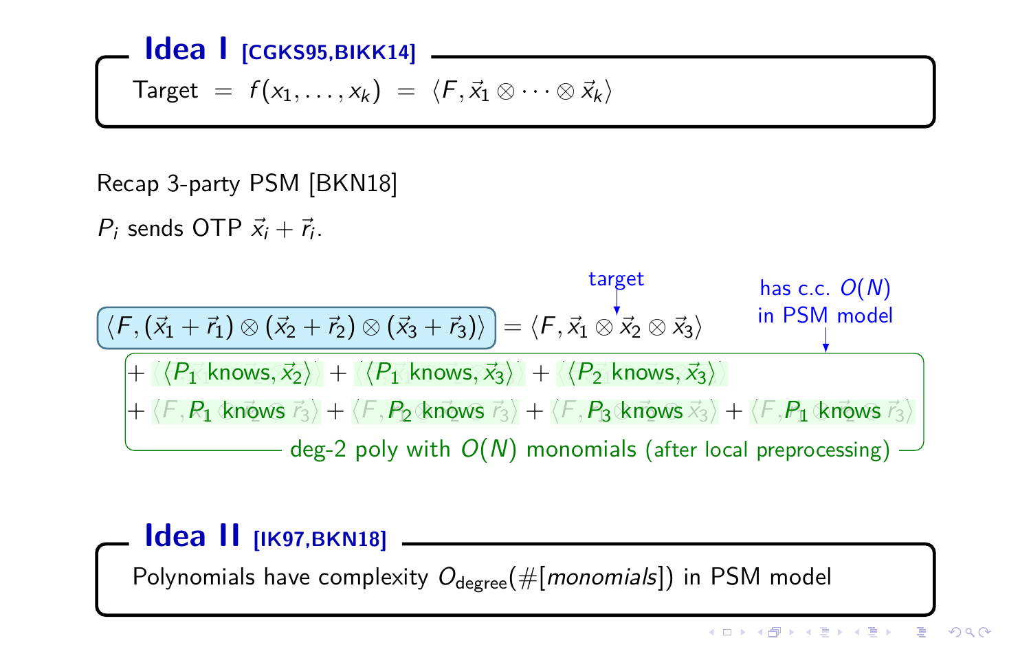## Idea I [CGKS95,BIKK14]

Target $= f(x_1, \ldots, x_k) = \langle F, \vec{x}_1 \otimes \cdots \otimes \vec{x}_k \rangle$

Recap 3-party PSM [BKN18]

$P_i$ sends OTP $\vec{x}_i + \vec{r}_i$.

$$\langle F, (\vec{x}_1 + \vec{r}_1) \otimes (\vec{x}_2 + \vec{r}_2) \otimes (\vec{x}_3 + \vec{r}_3) \rangle = \langle F, \vec{x}_1 \otimes \vec{x}_2 \otimes \vec{x}_3 \rangle$$

target

$+ \langle P_1 \text{ knows}, \vec{x}_2 \rangle + \langle P_1 \text{ knows}, \vec{x}_3 \rangle + \langle P_2 \text{ knows}, \vec{x}_3 \rangle$

$+ \langle F, P_1 \text{ knows} \rangle + \langle F, P_2 \text{ knows} \rangle + \langle F, P_3 \text{ knows} \rangle + \langle F, P_1 \text{ knows} \rangle$

deg-2 poly with $O(N)$ monomials (after local preprocessing)

has c.c. $O(N)$ in PSM model

## Idea II [IK97,BKN18]

Polynomials have complexity $O_{\text{degree}}(\#[\textit{monomials}])$ in PSM model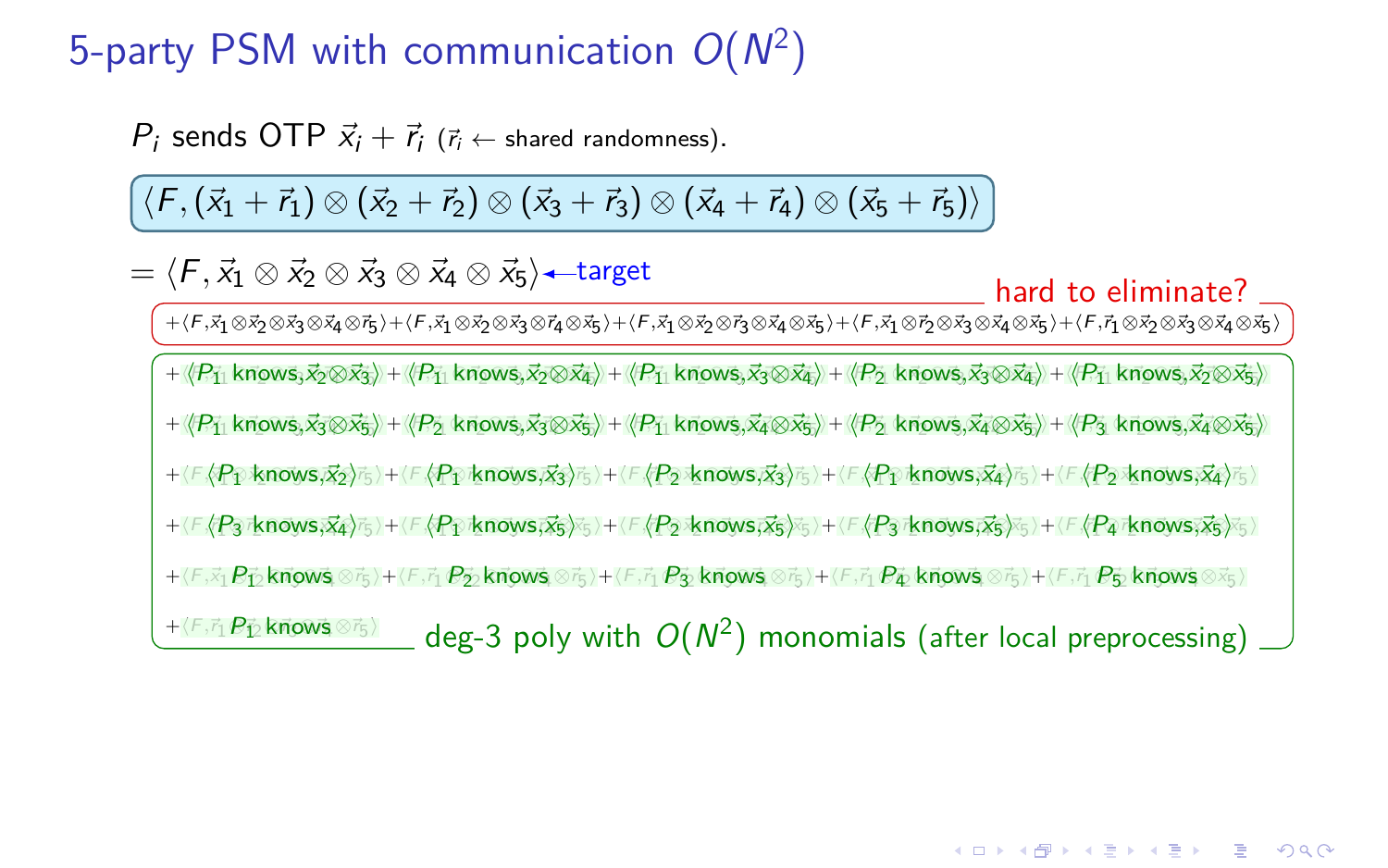# 5-party PSM with communication $O(N^2)$

$P_i$ sends OTP $\vec{x}_i + \vec{r}_i$ ($\vec{r}_i \leftarrow$ shared randomness).

$$\langle F, (\vec{x}_1 + \vec{r}_1) \otimes (\vec{x}_2 + \vec{r}_2) \otimes (\vec{x}_3 + \vec{r}_3) \otimes (\vec{x}_4 + \vec{r}_4) \otimes (\vec{x}_5 + \vec{r}_5)\rangle$$

$= \langle F, \vec{x}_1 \otimes \vec{x}_2 \otimes \vec{x}_3 \otimes \vec{x}_4 \otimes \vec{x}_5 \rangle$ ← target

hard to eliminate?

$+\langle F, \vec{x}_1 \otimes \vec{x}_2 \otimes \vec{x}_3 \otimes \vec{x}_4 \otimes \vec{r}_5\rangle + \langle F, \vec{x}_1 \otimes \vec{x}_2 \otimes \vec{x}_3 \otimes \vec{r}_4 \otimes \vec{x}_5\rangle + \langle F, \vec{x}_1 \otimes \vec{x}_2 \otimes \vec{r}_3 \otimes \vec{x}_4 \otimes \vec{x}_5\rangle + \langle F, \vec{x}_1 \otimes \vec{r}_2 \otimes \vec{x}_3 \otimes \vec{x}_4 \otimes \vec{x}_5\rangle + \langle F, \vec{r}_1 \otimes \vec{x}_2 \otimes \vec{x}_3 \otimes \vec{x}_4 \otimes \vec{x}_5\rangle$

$+\langle P_1 \text{ knows}, \vec{x}_2 \otimes \vec{x}_3\rangle + \langle P_1 \text{ knows}, \vec{x}_2 \otimes \vec{x}_4\rangle + \langle P_1 \text{ knows}, \vec{x}_3 \otimes \vec{x}_4\rangle + \langle P_2 \text{ knows}, \vec{x}_3 \otimes \vec{x}_4\rangle + \langle P_1 \text{ knows}, \vec{x}_2 \otimes \vec{x}_5\rangle$

$+\langle P_1 \text{ knows}, \vec{x}_3 \otimes \vec{x}_5\rangle + \langle P_2 \text{ knows}, \vec{x}_3 \otimes \vec{x}_5\rangle + \langle P_1 \text{ knows}, \vec{x}_4 \otimes \vec{x}_5\rangle + \langle P_2 \text{ knows}, \vec{x}_4 \otimes \vec{x}_5\rangle + \langle P_3 \text{ knows}, \vec{x}_4 \otimes \vec{x}_5\rangle$

$+\langle P_1 \text{ knows}, \vec{x}_2\rangle + \langle P_1 \text{ knows}, \vec{x}_3\rangle + \langle P_2 \text{ knows}, \vec{x}_3\rangle + \langle P_1 \text{ knows}, \vec{x}_4\rangle + \langle P_2 \text{ knows}, \vec{x}_4\rangle$

$+\langle P_3 \text{ knows}, \vec{x}_4\rangle + \langle P_1 \text{ knows}, \vec{x}_5\rangle + \langle P_2 \text{ knows}, \vec{x}_5\rangle + \langle P_3 \text{ knows}, \vec{x}_5\rangle + \langle P_4 \text{ knows}, \vec{x}_5\rangle$

$+ P_1$ knows $+ P_2$ knows $+ P_3$ knows $+ P_4$ knows $+ P_5$ knows

$+ P_1$ knows

deg-3 poly with $O(N^2)$ monomials (after local preprocessing)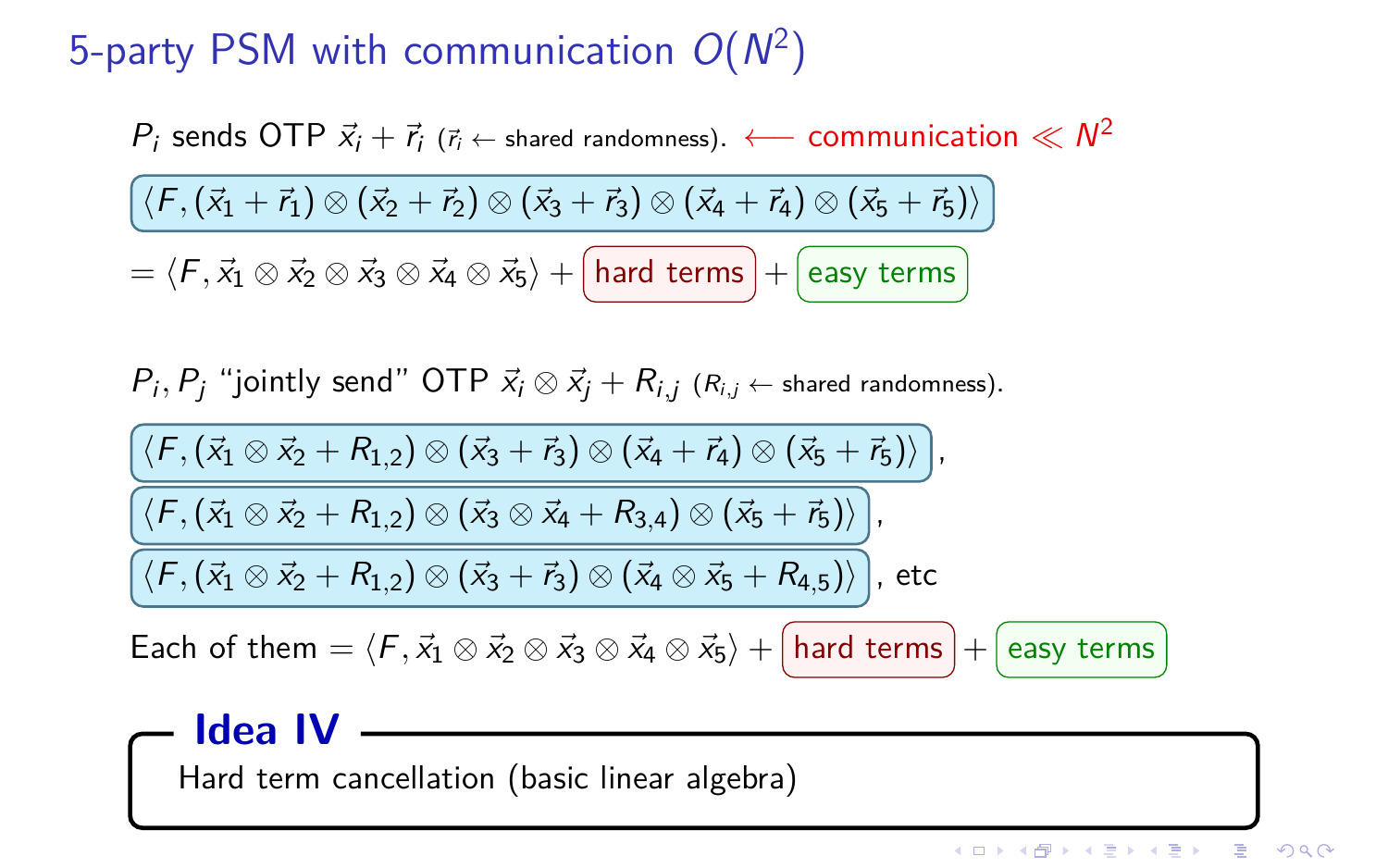# 5-party PSM with communication $O(N^2)$

$P_i$ sends OTP $\vec{x}_i + \vec{r}_i$ ($\vec{r}_i \leftarrow$ shared randomness). $\longleftarrow$ communication $\ll N^2$

$$\langle F, (\vec{x}_1 + \vec{r}_1) \otimes (\vec{x}_2 + \vec{r}_2) \otimes (\vec{x}_3 + \vec{r}_3) \otimes (\vec{x}_4 + \vec{r}_4) \otimes (\vec{x}_5 + \vec{r}_5) \rangle$$

$$= \langle F, \vec{x}_1 \otimes \vec{x}_2 \otimes \vec{x}_3 \otimes \vec{x}_4 \otimes \vec{x}_5 \rangle + \text{hard terms} + \text{easy terms}$$

$P_i, P_j$ "jointly send" OTP $\vec{x}_i \otimes \vec{x}_j + R_{i,j}$ ($R_{i,j} \leftarrow$ shared randomness).

$$\langle F, (\vec{x}_1 \otimes \vec{x}_2 + R_{1,2}) \otimes (\vec{x}_3 + \vec{r}_3) \otimes (\vec{x}_4 + \vec{r}_4) \otimes (\vec{x}_5 + \vec{r}_5) \rangle,$$

$$\langle F, (\vec{x}_1 \otimes \vec{x}_2 + R_{1,2}) \otimes (\vec{x}_3 \otimes \vec{x}_4 + R_{3,4}) \otimes (\vec{x}_5 + \vec{r}_5) \rangle,$$

$$\langle F, (\vec{x}_1 \otimes \vec{x}_2 + R_{1,2}) \otimes (\vec{x}_3 + \vec{r}_3) \otimes (\vec{x}_4 \otimes \vec{x}_5 + R_{4,5}) \rangle, \text{ etc}$$

Each of them $= \langle F, \vec{x}_1 \otimes \vec{x}_2 \otimes \vec{x}_3 \otimes \vec{x}_4 \otimes \vec{x}_5 \rangle + \text{hard terms} + \text{easy terms}$

**Idea IV**

Hard term cancellation (basic linear algebra)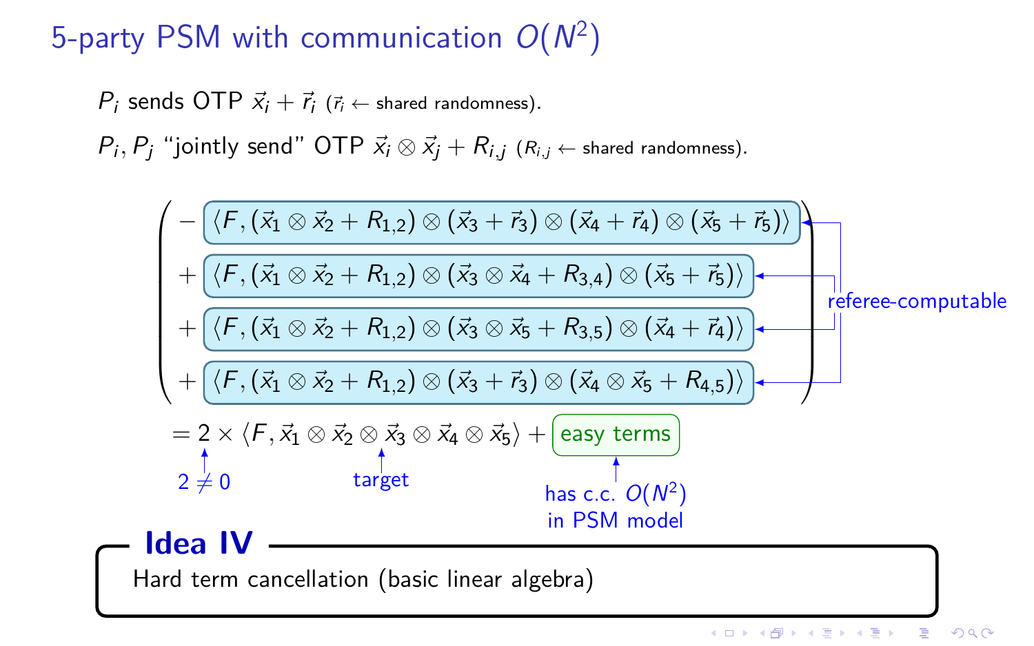# 5-party PSM with communication $O(N^2)$

$P_i$ sends OTP $\vec{x}_i + \vec{r}_i$ ($\vec{r}_i \leftarrow$ shared randomness).

$P_i, P_j$ "jointly send" OTP $\vec{x}_i \otimes \vec{x}_j + R_{i,j}$ ($R_{i,j} \leftarrow$ shared randomness).

$$
\begin{pmatrix}
- \langle F, (\vec{x}_1 \otimes \vec{x}_2 + R_{1,2}) \otimes (\vec{x}_3 + \vec{r}_3) \otimes (\vec{x}_4 + \vec{r}_4) \otimes (\vec{x}_5 + \vec{r}_5) \rangle \\
+ \langle F, (\vec{x}_1 \otimes \vec{x}_2 + R_{1,2}) \otimes (\vec{x}_3 \otimes \vec{x}_4 + R_{3,4}) \otimes (\vec{x}_5 + \vec{r}_5) \rangle \\
+ \langle F, (\vec{x}_1 \otimes \vec{x}_2 + R_{1,2}) \otimes (\vec{x}_3 \otimes \vec{x}_5 + R_{3,5}) \otimes (\vec{x}_4 + \vec{r}_4) \rangle \\
+ \langle F, (\vec{x}_1 \otimes \vec{x}_2 + R_{1,2}) \otimes (\vec{x}_3 + \vec{r}_3) \otimes (\vec{x}_4 \otimes \vec{x}_5 + R_{4,5}) \rangle
\end{pmatrix}
$$

$$
= 2 \times \langle F, \vec{x}_1 \otimes \vec{x}_2 \otimes \vec{x}_3 \otimes \vec{x}_4 \otimes \vec{x}_5 \rangle + \text{easy terms}
$$

- Each of the four terms: referee-computable
- $2 \neq 0$
- $\langle F, \vec{x}_1 \otimes \vec{x}_2 \otimes \vec{x}_3 \otimes \vec{x}_4 \otimes \vec{x}_5 \rangle$: target
- easy terms: has c.c. $O(N^2)$ in PSM model

**Idea IV**

Hard term cancellation (basic linear algebra)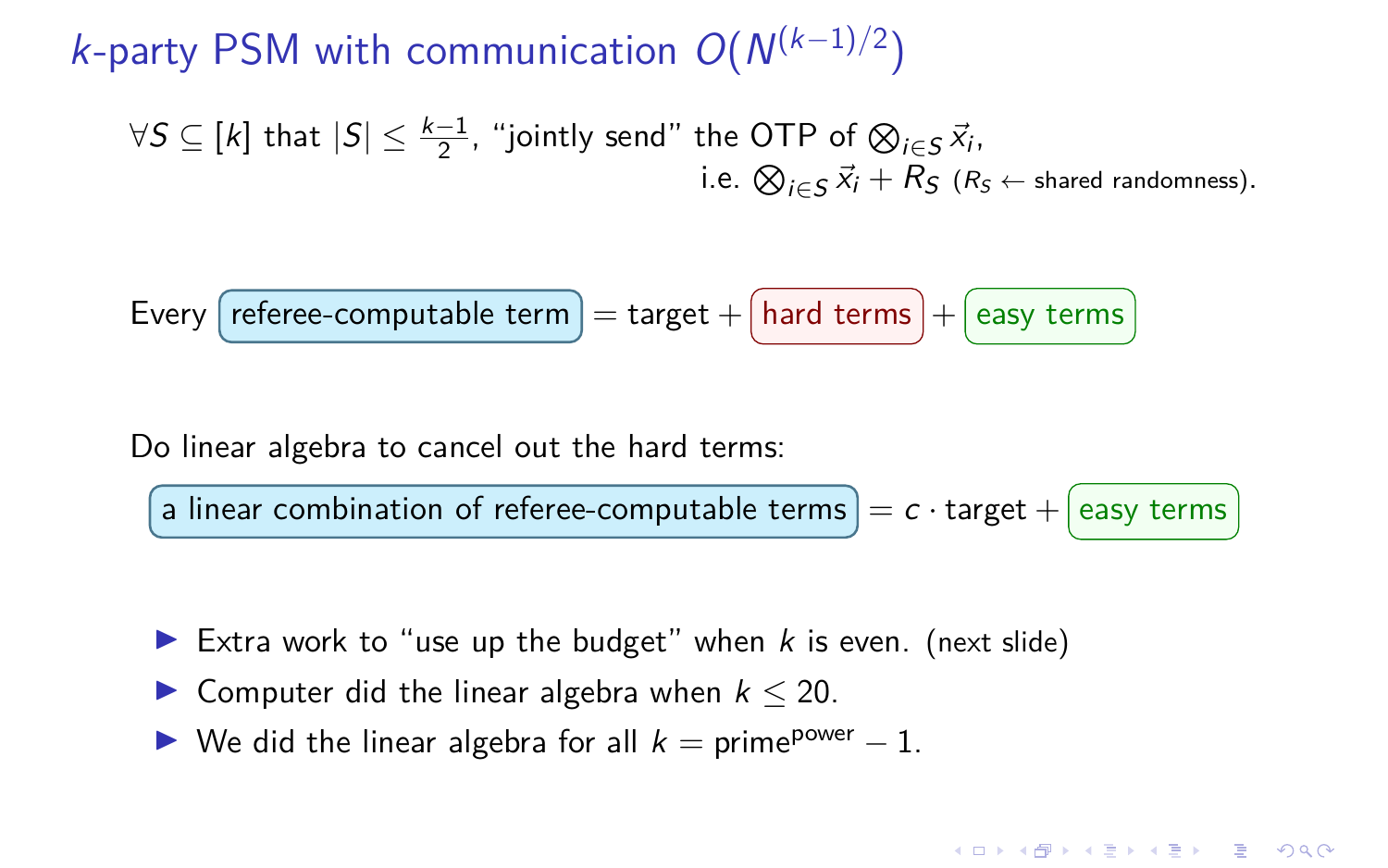## $k$-party PSM with communication $O(N^{(k-1)/2})$

$\forall S \subseteq [k]$ that $|S| \leq \frac{k-1}{2}$, "jointly send" the OTP of $\bigotimes_{i \in S} \vec{x}_i$,
i.e. $\bigotimes_{i \in S} \vec{x}_i + R_S$ ($R_S \leftarrow$ shared randomness).

Every referee-computable term = target + hard terms + easy terms

Do linear algebra to cancel out the hard terms:

a linear combination of referee-computable terms = $c \cdot$ target + easy terms

- Extra work to "use up the budget" when $k$ is even. (next slide)
- Computer did the linear algebra when $k \leq 20$.
- We did the linear algebra for all $k = \text{prime}^{\text{power}} - 1$.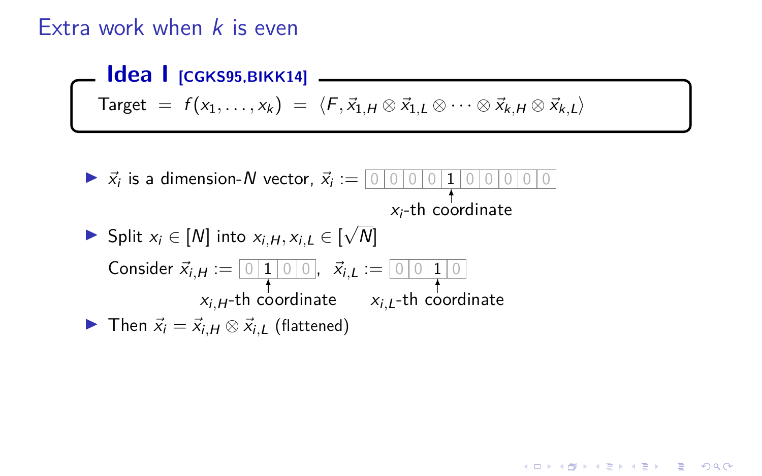# Extra work when $k$ is even

**Idea I [CGKS95,BIKK14]**

$$\text{Target} = f(x_1, \ldots, x_k) = \langle F, \vec{x}_{1,H} \otimes \vec{x}_{1,L} \otimes \cdots \otimes \vec{x}_{k,H} \otimes \vec{x}_{k,L} \rangle$$

- $\vec{x}_i$ is a dimension-$N$ vector, $\vec{x}_i :=$ | 0 | 0 | 0 | 0 | 1 | 0 | 0 | 0 | 0 | 0 |

  ($x_i$-th coordinate)
- Split $x_i \in [N]$ into $x_{i,H}, x_{i,L} \in [\sqrt{N}]$

  Consider $\vec{x}_{i,H} :=$ | 0 | 1 | 0 | 0 |, $\vec{x}_{i,L} :=$ | 0 | 0 | 1 | 0 |

  ($x_{i,H}$-th coordinate) ($x_{i,L}$-th coordinate)
- Then $\vec{x}_i = \vec{x}_{i,H} \otimes \vec{x}_{i,L}$ (flattened)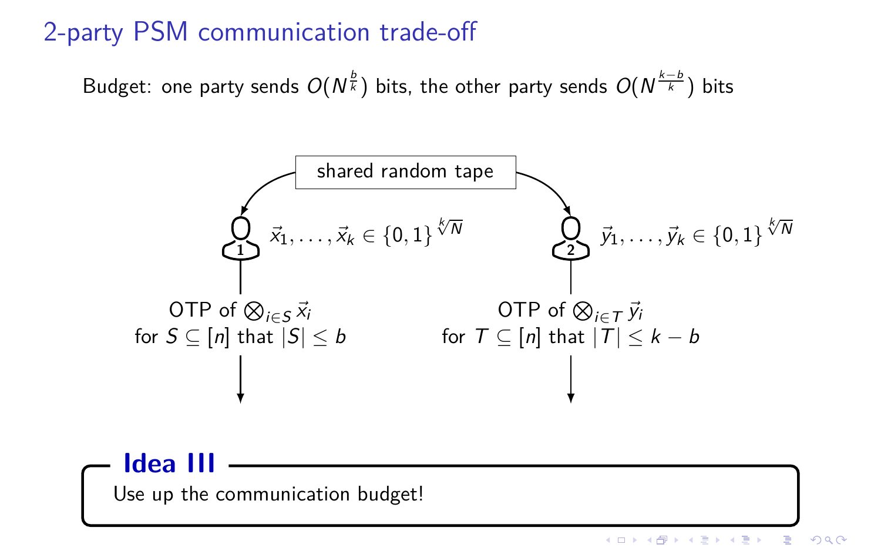# 2-party PSM communication trade-off

Budget: one party sends $O(N^{\frac{b}{k}})$ bits, the other party sends $O(N^{\frac{k-b}{k}})$ bits

shared random tape

Party 1: $\vec{x}_1, \ldots, \vec{x}_k \in \{0,1\}^{\sqrt[k]{N}}$

OTP of $\bigotimes_{i \in S} \vec{x}_i$ for $S \subseteq [n]$ that $|S| \leq b$

Party 2: $\vec{y}_1, \ldots, \vec{y}_k \in \{0,1\}^{\sqrt[k]{N}}$

OTP of $\bigotimes_{i \in T} \vec{y}_i$ for $T \subseteq [n]$ that $|T| \leq k - b$

**Idea III**

Use up the communication budget!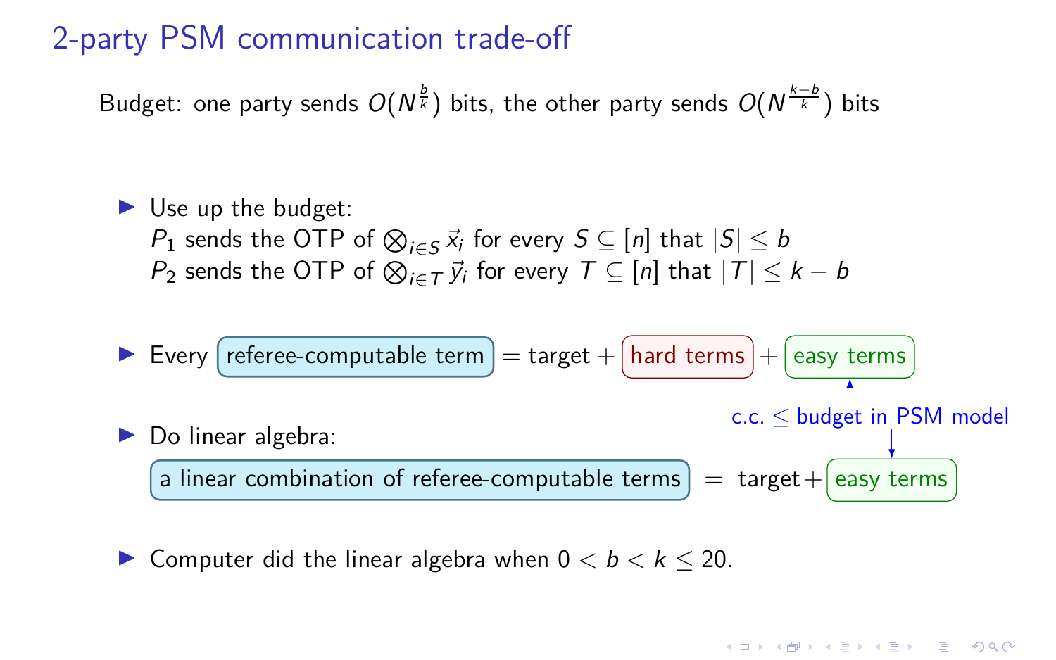## 2-party PSM communication trade-off

Budget: one party sends $O(N^{\frac{b}{k}})$ bits, the other party sends $O(N^{\frac{k-b}{k}})$ bits

- Use up the budget:
  $P_1$ sends the OTP of $\bigotimes_{i \in S} \vec{x}_i$ for every $S \subseteq [n]$ that $|S| \leq b$
  $P_2$ sends the OTP of $\bigotimes_{i \in T} \vec{y}_i$ for every $T \subseteq [n]$ that $|T| \leq k - b$
- Every referee-computable term $=$ target $+$ hard terms $+$ easy terms
- Do linear algebra:
  a linear combination of referee-computable terms $=$ target $+$ easy terms

  (easy terms: c.c. $\leq$ budget in PSM model)
- Computer did the linear algebra when $0 < b < k \leq 20$.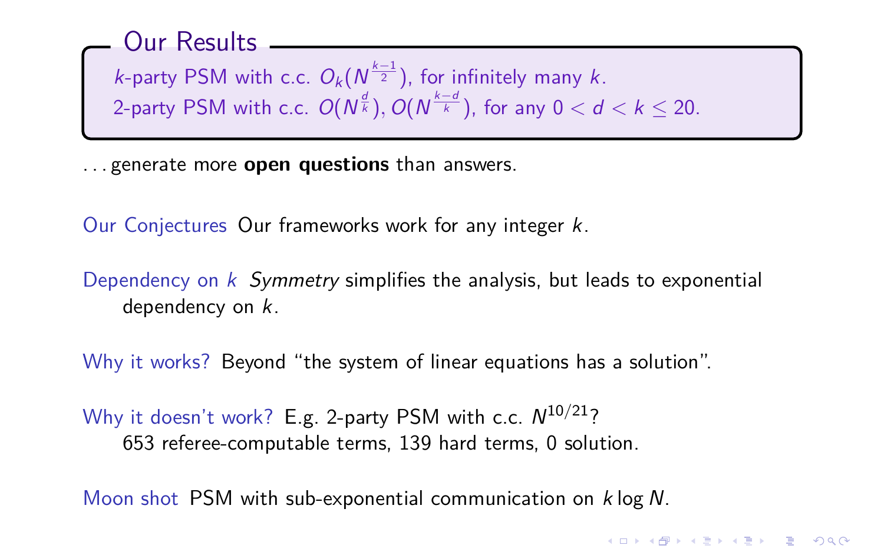## Our Results

$k$-party PSM with c.c. $O_k(N^{\frac{k-1}{2}})$, for infinitely many $k$.

2-party PSM with c.c. $O(N^{\frac{d}{k}}), O(N^{\frac{k-d}{k}})$, for any $0 < d < k \leq 20$.

. . . generate more **open questions** than answers.

**Our Conjectures** Our frameworks work for any integer $k$.

**Dependency on $k$** *Symmetry* simplifies the analysis, but leads to exponential dependency on $k$.

**Why it works?** Beyond "the system of linear equations has a solution".

**Why it doesn't work?** E.g. 2-party PSM with c.c. $N^{10/21}$?
653 referee-computable terms, 139 hard terms, 0 solution.

**Moon shot** PSM with sub-exponential communication on $k \log N$.